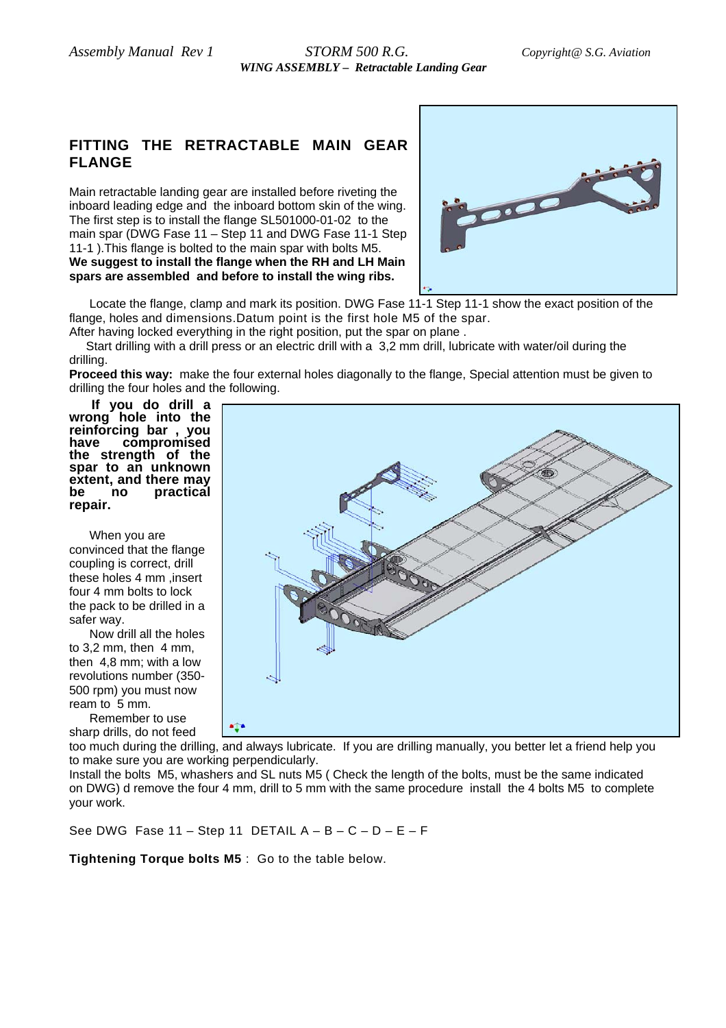## FITTING THE RETRACTABLE MAIN GEAR FLANGE

Main retractable landing gear are installed before riveting the inboard leading edge and the inboard bottom skin of the wing. The first step is to install the flange SL501000-01-02 to the main spar (DWG Fase 11 – Step 11 and DWG Fase 11-1 Step 11-1 ).This flange is bolted to the main spar with bolts M5.
**We suggest to install the flange when the RH and LH Main spars are assembled and before to install the wing ribs.**

Locate the flange, clamp and mark its position. DWG Fase 11-1 Step 11-1 show the exact position of the flange, holes and dimensions.Datum point is the first hole M5 of the spar.
After having locked everything in the right position, put the spar on plane .

Start drilling with a drill press or an electric drill with a 3,2 mm drill, lubricate with water/oil during the drilling.

**Proceed this way:** make the four external holes diagonally to the flange, Special attention must be given to drilling the four holes and the following.

**If you do drill a wrong hole into the reinforcing bar , you have compromised the strength of the spar to an unknown extent, and there may be no practical repair.**

When you are convinced that the flange coupling is correct, drill these holes 4 mm ,insert four 4 mm bolts to lock the pack to be drilled in a safer way.

Now drill all the holes to 3,2 mm, then 4 mm, then 4,8 mm; with a low revolutions number (350-500 rpm) you must now ream to 5 mm.

Remember to use sharp drills, do not feed too much during the drilling, and always lubricate. If you are drilling manually, you better let a friend help you to make sure you are working perpendicularly.

Install the bolts M5, whashers and SL nuts M5 ( Check the length of the bolts, must be the same indicated on DWG) d remove the four 4 mm, drill to 5 mm with the same procedure install the 4 bolts M5 to complete your work.

See DWG Fase 11 – Step 11 DETAIL A – B – C – D – E – F

**Tightening Torque bolts M5** : Go to the table below.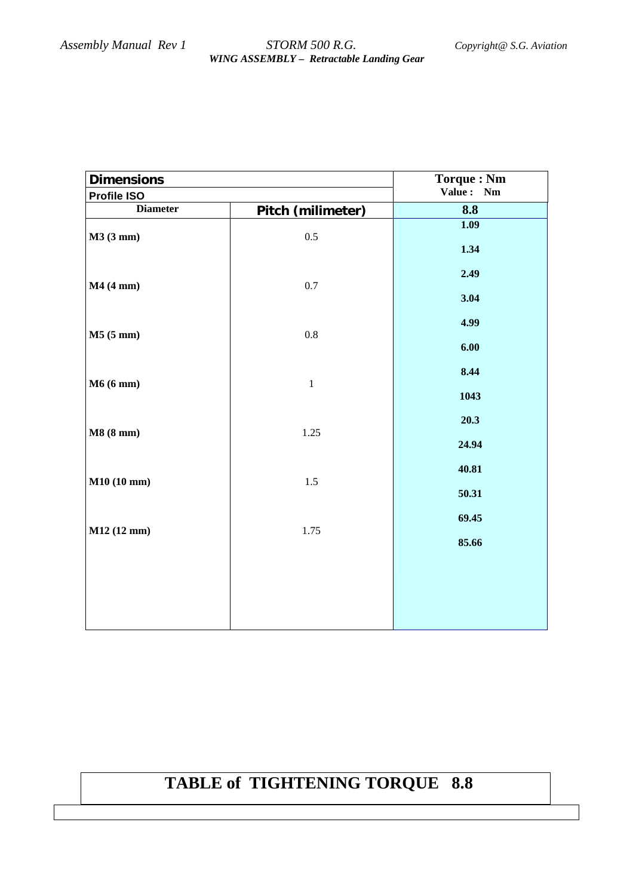| Dimensions | | Torque : Nm |
|---|---|---|
| Profile ISO | | Value : Nm |
| **Diameter** | **Pitch (milimeter)** | **8.8** |
| **M3 (3 mm)** | 0.5 | **1.09** |
| | | **1.34** |
| **M4 (4 mm)** | 0.7 | **2.49** |
| | | **3.04** |
| **M5 (5 mm)** | 0.8 | **4.99** |
| | | **6.00** |
| **M6 (6 mm)** | 1 | **8.44** |
| | | **1043** |
| **M8 (8 mm)** | 1.25 | **20.3** |
| | | **24.94** |
| **M10 (10 mm)** | 1.5 | **40.81** |
| | | **50.31** |
| **M12 (12 mm)** | 1.75 | **69.45** |
| | | **85.66** |

# TABLE of TIGHTENING TORQUE 8.8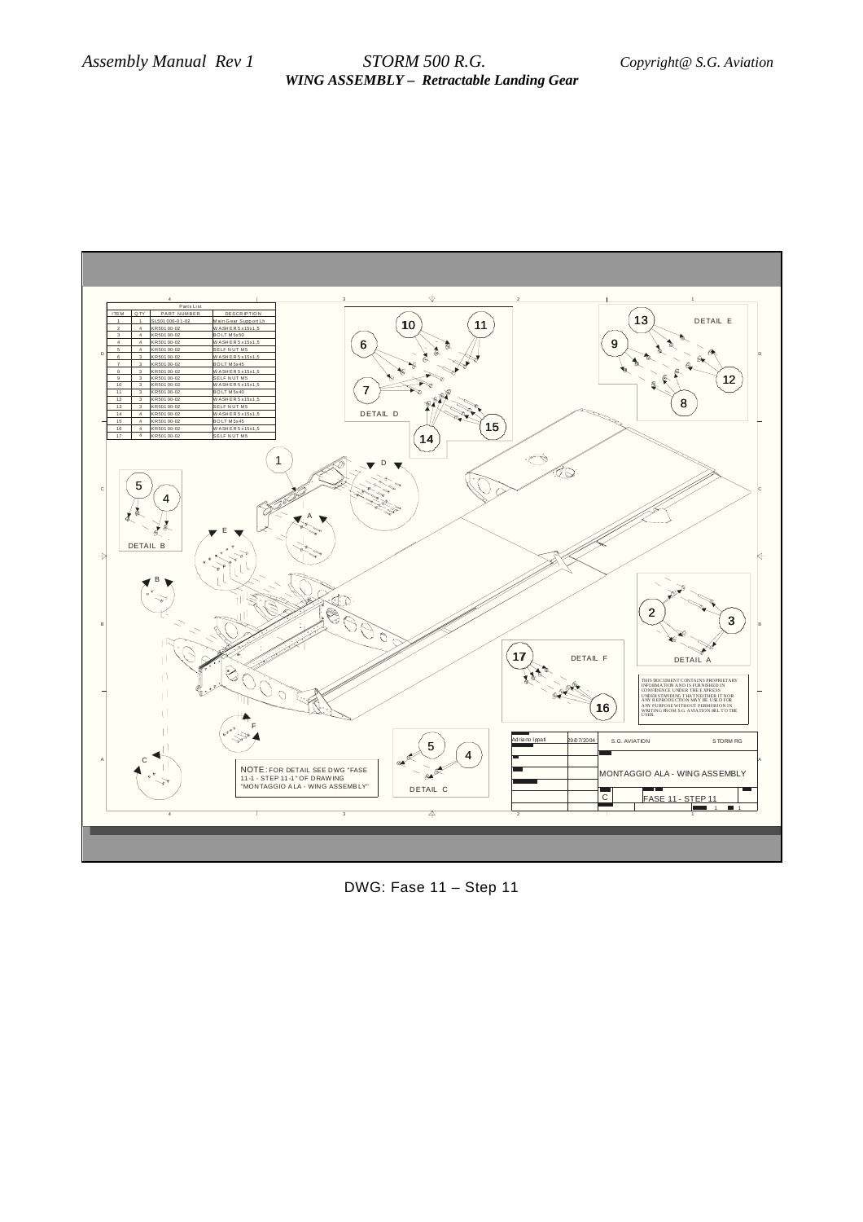| ITEM | QTY | PART NUMBER | DESCRIPTION |
|---|---|---|---|
| 1 | 1 | SL501000-01-02 | Main Gear Support Lh |
| 2 | 4 | KR50100-02 | WASHER 5x15x1,5 |
| 3 | 4 | KR50100-02 | BOLT M5x50 |
| 4 | 4 | KR50100-02 | WASHER 5x15x1,5 |
| 5 | 4 | KR50100-02 | SELF NUT M5 |
| 6 | 3 | KR50100-02 | WASHER 5x15x1,5 |
| 7 | 3 | KR50100-02 | BOLT M5x45 |
| 8 | 3 | KR50100-02 | WASHER 5x15x1,5 |
| 9 | 3 | KR50100-02 | SELF NUT M5 |
| 10 | 3 | KR50100-02 | WASHER 5x15x1,5 |
| 11 | 3 | KR50100-02 | BOLT M5x40 |
| 12 | 3 | KR50100-02 | WASHER 5x15x1,5 |
| 13 | 3 | KR50100-02 | SELF NUT M5 |
| 14 | 4 | KR50100-02 | WASHER 5x15x1,5 |
| 15 | 4 | KR50100-02 | BOLT M5x45 |
| 16 | 4 | KR50100-02 | WASHER 5x15x1,5 |
| 17 | 4 | KR50100-02 | SELF NUT M5 |

DETAIL A

DETAIL B

DETAIL C

DETAIL D

DETAIL E

DETAIL F

NOTE: FOR DETAIL SEE DWG "FASE 11-1 - STEP 11-1" OF DRAWING "MONTAGGIO ALA - WING ASSEMBLY"

THIS DOCUMENT CONTAINS PROPRIETARY INFORMATION AND IS FURNISHED IN CONFIDENCE UNDER THE EXPRESS UNDERSTANDING THAT NEITHER IT NOR ANY REPRODUCTION MAY BE USED FOR ANY PURPOSE WITHOUT PERMISSION IN WRITING FROM S.G. AVIATION SRL TO THE USER.

Adriano Ippati | 29/07/2004 | S.G. AVIATION | STORM RG

MONTAGGIO ALA - WING ASSEMBLY

C | FASE 11 - STEP 11

DWG: Fase 11 – Step 11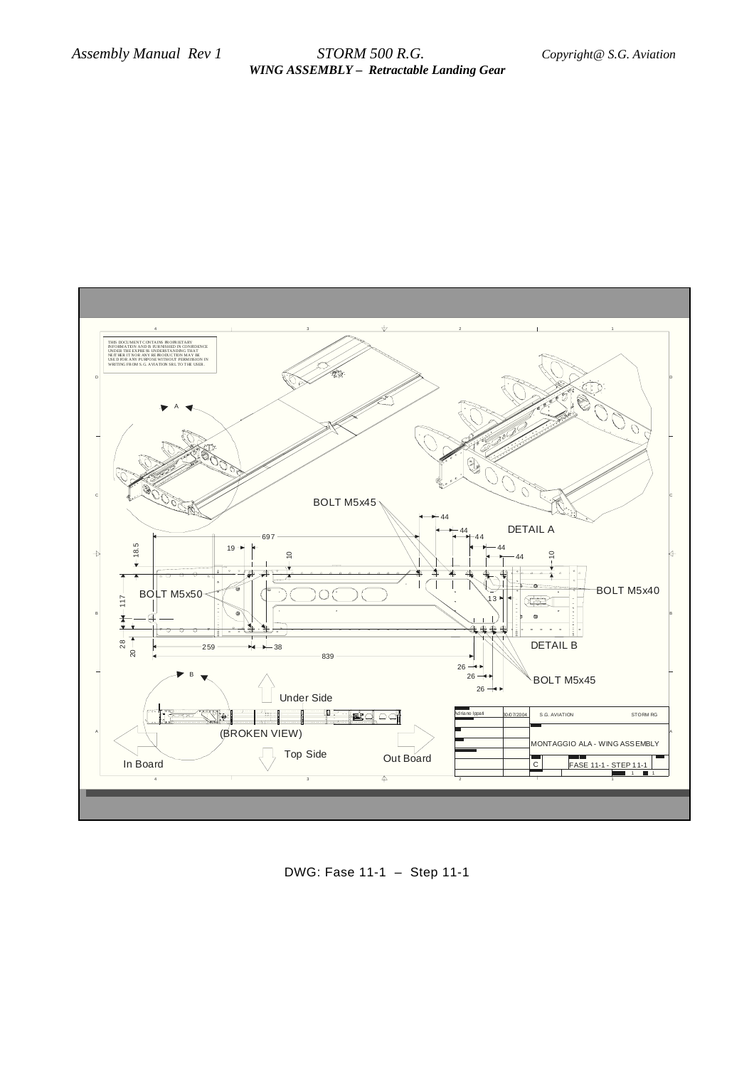THIS DOCUMENT CONTAINS PROPRIETARY INFORMATION AND IS FURNISHED IN CONFIDENCE UNDER THE EXPRESS UNDERSTANDING THAT NEITHER IT NOR ANY REPRODUCTION MAY BE USED FOR ANY PURPOSE WITHOUT PERMISSION IN WRITING FROM S.G. AVIATION SRL TO THE USER.

A

BOLT M5x45

DETAIL A

697
18.5
19
10
44
44
44
44
44
10

BOLT M5x50

117

13

BOLT M5x40

28
20
259
38
839

DETAIL B

26
26
26

BOLT M5x45

B

Under Side

(BROKEN VIEW)

In Board

Top Side

Out Board

| | | | |
|---|---|---|---|
| Adriano Ippoli | 30/07/2004 | S.G. AVIATION | STORM RG |
| | | MONTAGGIO ALA - WING ASSEMBLY | |
| | | C | FASE 11-1 - STEP 11-1 |

DWG: Fase 11-1 – Step 11-1